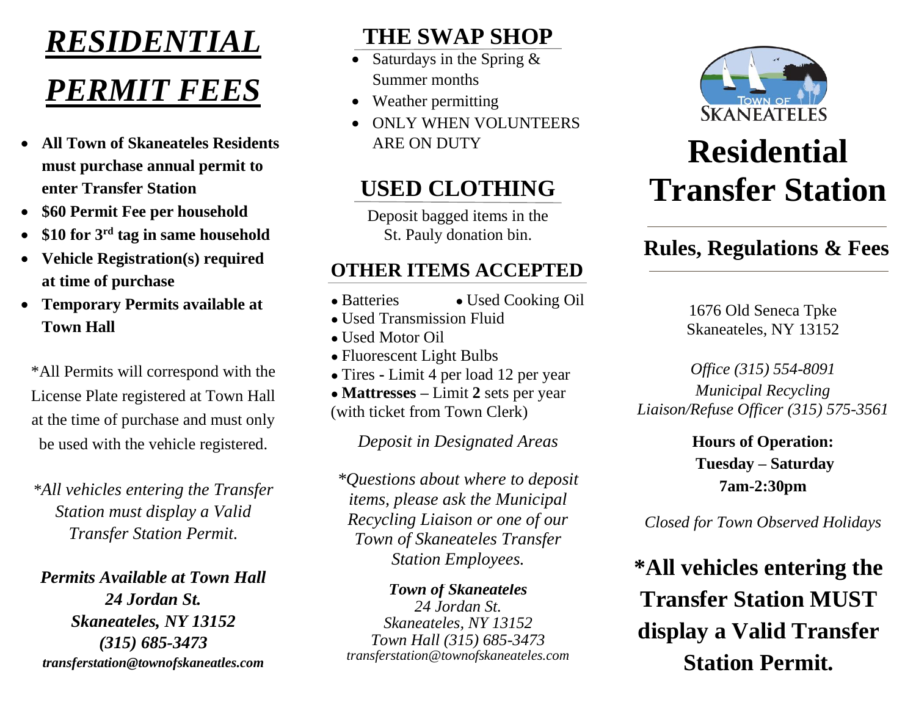# ***RESIDENTIAL PERMIT FEES***

- **All Town of Skaneateles Residents must purchase annual permit to enter Transfer Station**
- **$60 Permit Fee per household**
- **$10 for 3rd tag in same household**
- **Vehicle Registration(s) required at time of purchase**
- **Temporary Permits available at Town Hall**

*All Permits will correspond with the License Plate registered at Town Hall at the time of purchase and must only be used with the vehicle registered.

**All vehicles entering the Transfer Station must display a Valid Transfer Station Permit.*

***Permits Available at Town Hall***
***24 Jordan St.***
***Skaneateles, NY 13152***
***(315) 685-3473***
***transferstation@townofskaneatles.com***

## THE SWAP SHOP

- Saturdays in the Spring & Summer months
- Weather permitting
- ONLY WHEN VOLUNTEERS ARE ON DUTY

## USED CLOTHING

Deposit bagged items in the St. Pauly donation bin.

## OTHER ITEMS ACCEPTED

- Batteries
- Used Cooking Oil
- Used Transmission Fluid
- Used Motor Oil
- Fluorescent Light Bulbs
- Tires - Limit 4 per load 12 per year
- **Mattresses** – Limit **2** sets per year (with ticket from Town Clerk)

*Deposit in Designated Areas*

**Questions about where to deposit items, please ask the Municipal Recycling Liaison or one of our Town of Skaneateles Transfer Station Employees.*

***Town of Skaneateles***
*24 Jordan St.*
*Skaneateles, NY 13152*
*Town Hall (315) 685-3473*
*transferstation@townofskaneateles.com*

TOWN OF SKANEATELES

# Residential Transfer Station

## Rules, Regulations & Fees

1676 Old Seneca Tpke
Skaneateles, NY 13152

*Office (315) 554-8091*
*Municipal Recycling Liaison/Refuse Officer (315) 575-3561*

**Hours of Operation:**
**Tuesday – Saturday**
**7am-2:30pm**

*Closed for Town Observed Holidays*

**\*All vehicles entering the Transfer Station MUST display a Valid Transfer Station Permit.**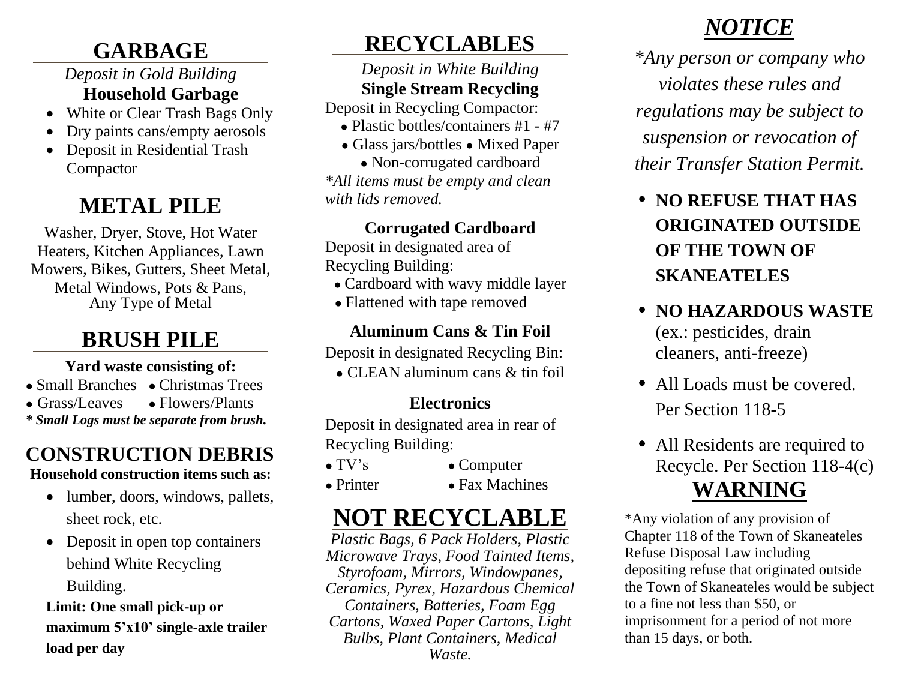## GARBAGE

*Deposit in Gold Building*

**Household Garbage**

- White or Clear Trash Bags Only
- Dry paints cans/empty aerosols
- Deposit in Residential Trash Compactor

## METAL PILE

Washer, Dryer, Stove, Hot Water Heaters, Kitchen Appliances, Lawn Mowers, Bikes, Gutters, Sheet Metal, Metal Windows, Pots & Pans, Any Type of Metal

## BRUSH PILE

**Yard waste consisting of:**

- Small Branches
- Christmas Trees
- Grass/Leaves
- Flowers/Plants

***\* Small Logs must be separate from brush.***

## CONSTRUCTION DEBRIS

**Household construction items such as:**

- lumber, doors, windows, pallets, sheet rock, etc.
- Deposit in open top containers behind White Recycling Building.

**Limit: One small pick-up or maximum 5'x10' single-axle trailer load per day**

## RECYCLABLES

*Deposit in White Building*

**Single Stream Recycling**

Deposit in Recycling Compactor:

- Plastic bottles/containers #1 - #7
- Glass jars/bottles
- Mixed Paper
- Non-corrugated cardboard

**All items must be empty and clean with lids removed.*

**Corrugated Cardboard**

Deposit in designated area of Recycling Building:

- Cardboard with wavy middle layer
- Flattened with tape removed

**Aluminum Cans & Tin Foil**

Deposit in designated Recycling Bin:

- CLEAN aluminum cans & tin foil

**Electronics**

Deposit in designated area in rear of Recycling Building:

- TV's
- Computer
- Printer
- Fax Machines

## NOT RECYCLABLE

*Plastic Bags, 6 Pack Holders, Plastic Microwave Trays, Food Tainted Items, Styrofoam, Mirrors, Windowpanes, Ceramics, Pyrex, Hazardous Chemical Containers, Batteries, Foam Egg Cartons, Waxed Paper Cartons, Light Bulbs, Plant Containers, Medical Waste.*

## *NOTICE*

**Any person or company who violates these rules and regulations may be subject to suspension or revocation of their Transfer Station Permit.*

- **NO REFUSE THAT HAS ORIGINATED OUTSIDE OF THE TOWN OF SKANEATELES**
- **NO HAZARDOUS WASTE** (ex.: pesticides, drain cleaners, anti-freeze)
- All Loads must be covered. Per Section 118-5
- All Residents are required to Recycle. Per Section 118-4(c)

## WARNING

*Any violation of any provision of Chapter 118 of the Town of Skaneateles Refuse Disposal Law including depositing refuse that originated outside the Town of Skaneateles would be subject to a fine not less than $50, or imprisonment for a period of not more than 15 days, or both.